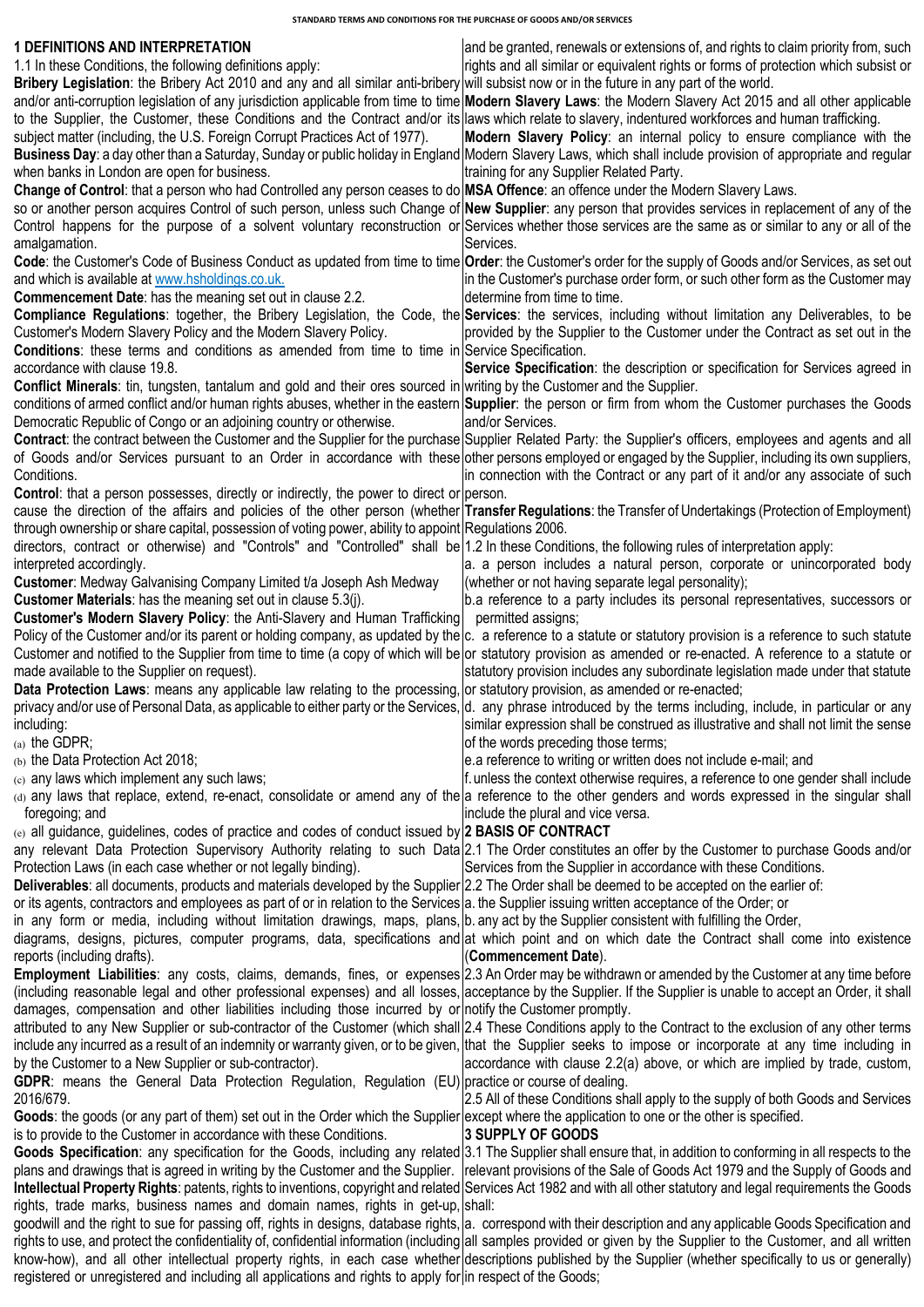# STANDARD TERMS AND CONDITIONS FOR THE PURCHASE OF GOODS AND/OR SERVICES

## 1 DEFINITIONS AND INTERPRETATION

1.1 In these Conditions, the following definitions apply:

**Bribery Legislation**: the Bribery Act 2010 and any and all similar anti-bribery and/or anti-corruption legislation of any jurisdiction applicable from time to time to the Supplier, the Customer, these Conditions and the Contract and/or its subject matter (including, the U.S. Foreign Corrupt Practices Act of 1977).

**Business Day**: a day other than a Saturday, Sunday or public holiday in England when banks in London are open for business.

**Change of Control**: that a person who had Controlled any person ceases to do so or another person acquires Control of such person, unless such Change of Control happens for the purpose of a solvent voluntary reconstruction or amalgamation.

**Code**: the Customer's Code of Business Conduct as updated from time to time and which is available at www.hsholdings.co.uk.

**Commencement Date**: has the meaning set out in clause 2.2.

**Compliance Regulations**: together, the Bribery Legislation, the Code, the Customer's Modern Slavery Policy and the Modern Slavery Policy.

**Conditions**: these terms and conditions as amended from time to time in accordance with clause 19.8.

**Conflict Minerals**: tin, tungsten, tantalum and gold and their ores sourced in conditions of armed conflict and/or human rights abuses, whether in the eastern Democratic Republic of Congo or an adjoining country or otherwise.

**Contract**: the contract between the Customer and the Supplier for the purchase of Goods and/or Services pursuant to an Order in accordance with these Conditions.

**Control**: that a person possesses, directly or indirectly, the power to direct or cause the direction of the affairs and policies of the other person (whether through ownership or share capital, possession of voting power, ability to appoint directors, contract or otherwise) and "Controls" and "Controlled" shall be interpreted accordingly.

**Customer**: Medway Galvanising Company Limited t/a Joseph Ash Medway

**Customer Materials**: has the meaning set out in clause 5.3(j).

**Customer's Modern Slavery Policy**: the Anti-Slavery and Human Trafficking Policy of the Customer and/or its parent or holding company, as updated by the Customer and notified to the Supplier from time to time (a copy of which will be made available to the Supplier on request).

**Data Protection Laws**: means any applicable law relating to the processing, privacy and/or use of Personal Data, as applicable to either party or the Services, including:

(a) the GDPR;
(b) the Data Protection Act 2018;
(c) any laws which implement any such laws;
(d) any laws that replace, extend, re-enact, consolidate or amend any of the foregoing; and
(e) all guidance, guidelines, codes of practice and codes of conduct issued by any relevant Data Protection Supervisory Authority relating to such Data Protection Laws (in each case whether or not legally binding).

**Deliverables**: all documents, products and materials developed by the Supplier or its agents, contractors and employees as part of or in relation to the Services in any form or media, including without limitation drawings, maps, plans, diagrams, designs, pictures, computer programs, data, specifications and reports (including drafts).

**Employment Liabilities**: any costs, claims, demands, fines, or expenses (including reasonable legal and other professional expenses) and all losses, damages, compensation and other liabilities including those incurred by or attributed to any New Supplier or sub-contractor of the Customer (which shall include any incurred as a result of an indemnity or warranty given, or to be given, by the Customer to a New Supplier or sub-contractor).

**GDPR**: means the General Data Protection Regulation, Regulation (EU) 2016/679.

**Goods**: the goods (or any part of them) set out in the Order which the Supplier is to provide to the Customer in accordance with these Conditions.

**Goods Specification**: any specification for the Goods, including any related plans and drawings that is agreed in writing by the Customer and the Supplier.

**Intellectual Property Rights**: patents, rights to inventions, copyright and related rights, trade marks, business names and domain names, rights in get-up, goodwill and the right to sue for passing off, rights in designs, database rights, rights to use, and protect the confidentiality of, confidential information (including know-how), and all other intellectual property rights, in each case whether registered or unregistered and including all applications and rights to apply for and be granted, renewals or extensions of, and rights to claim priority from, such rights and all similar or equivalent rights or forms of protection which subsist or will subsist now or in the future in any part of the world.

**Modern Slavery Laws**: the Modern Slavery Act 2015 and all other applicable laws which relate to slavery, indentured workforces and human trafficking.

**Modern Slavery Policy**: an internal policy to ensure compliance with the Modern Slavery Laws, which shall include provision of appropriate and regular training for any Supplier Related Party.

**MSA Offence**: an offence under the Modern Slavery Laws.

**New Supplier**: any person that provides services in replacement of any of the Services whether those services are the same as or similar to any or all of the Services.

**Order**: the Customer's order for the supply of Goods and/or Services, as set out in the Customer's purchase order form, or such other form as the Customer may determine from time to time.

**Services**: the services, including without limitation any Deliverables, to be provided by the Supplier to the Customer under the Contract as set out in the Service Specification.

**Service Specification**: the description or specification for Services agreed in writing by the Customer and the Supplier.

**Supplier**: the person or firm from whom the Customer purchases the Goods and/or Services.

Supplier Related Party: the Supplier's officers, employees and agents and all other persons employed or engaged by the Supplier, including its own suppliers, in connection with the Contract or any part of it and/or any associate of such person.

**Transfer Regulations**: the Transfer of Undertakings (Protection of Employment) Regulations 2006.

1.2 In these Conditions, the following rules of interpretation apply:

a. a person includes a natural person, corporate or unincorporated body (whether or not having separate legal personality);

b. a reference to a party includes its personal representatives, successors or permitted assigns;

c. a reference to a statute or statutory provision is a reference to such statute or statutory provision as amended or re-enacted. A reference to a statute or statutory provision includes any subordinate legislation made under that statute or statutory provision, as amended or re-enacted;

d. any phrase introduced by the terms including, include, in particular or any similar expression shall be construed as illustrative and shall not limit the sense of the words preceding those terms;

e. a reference to writing or written does not include e-mail; and

f. unless the context otherwise requires, a reference to one gender shall include a reference to the other genders and words expressed in the singular shall include the plural and vice versa.

## 2 BASIS OF CONTRACT

2.1 The Order constitutes an offer by the Customer to purchase Goods and/or Services from the Supplier in accordance with these Conditions.

2.2 The Order shall be deemed to be accepted on the earlier of:

a. the Supplier issuing written acceptance of the Order; or
b. any act by the Supplier consistent with fulfilling the Order,

at which point and on which date the Contract shall come into existence (**Commencement Date**).

2.3 An Order may be withdrawn or amended by the Customer at any time before acceptance by the Supplier. If the Supplier is unable to accept an Order, it shall notify the Customer promptly.

2.4 These Conditions apply to the Contract to the exclusion of any other terms that the Supplier seeks to impose or incorporate at any time including in accordance with clause 2.2(a) above, or which are implied by trade, custom, practice or course of dealing.

2.5 All of these Conditions shall apply to the supply of both Goods and Services except where the application to one or the other is specified.

## 3 SUPPLY OF GOODS

3.1 The Supplier shall ensure that, in addition to conforming in all respects to the relevant provisions of the Sale of Goods Act 1979 and the Supply of Goods and Services Act 1982 and with all other statutory and legal requirements the Goods shall:

a. correspond with their description and any applicable Goods Specification and all samples provided or given by the Supplier to the Customer, and all written descriptions published by the Supplier (whether specifically to us or generally) in respect of the Goods;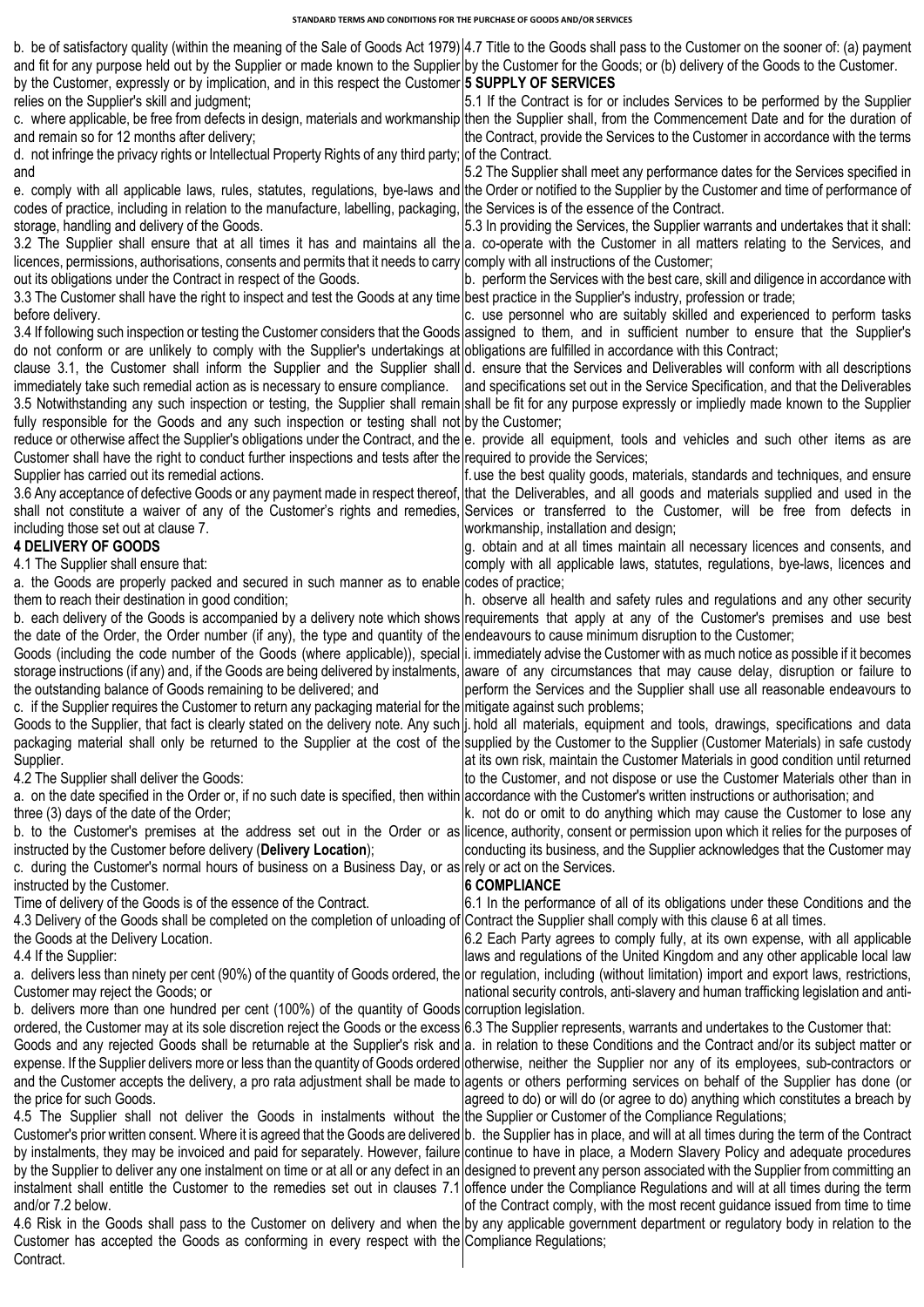b. be of satisfactory quality (within the meaning of the Sale of Goods Act 1979) and fit for any purpose held out by the Supplier or made known to the Supplier by the Customer, expressly or by implication, and in this respect the Customer relies on the Supplier's skill and judgment;

c. where applicable, be free from defects in design, materials and workmanship and remain so for 12 months after delivery;

d. not infringe the privacy rights or Intellectual Property Rights of any third party; and

e. comply with all applicable laws, rules, statutes, regulations, bye-laws and codes of practice, including in relation to the manufacture, labelling, packaging, storage, handling and delivery of the Goods.

3.2 The Supplier shall ensure that at all times it has and maintains all the licences, permissions, authorisations, consents and permits that it needs to carry out its obligations under the Contract in respect of the Goods.

3.3 The Customer shall have the right to inspect and test the Goods at any time before delivery.

3.4 If following such inspection or testing the Customer considers that the Goods do not conform or are unlikely to comply with the Supplier's undertakings at clause 3.1, the Customer shall inform the Supplier and the Supplier shall immediately take such remedial action as is necessary to ensure compliance.

3.5 Notwithstanding any such inspection or testing, the Supplier shall remain fully responsible for the Goods and any such inspection or testing shall not reduce or otherwise affect the Supplier's obligations under the Contract, and the Customer shall have the right to conduct further inspections and tests after the Supplier has carried out its remedial actions.

3.6 Any acceptance of defective Goods or any payment made in respect thereof, shall not constitute a waiver of any of the Customer's rights and remedies, including those set out at clause 7.

## 4 DELIVERY OF GOODS

4.1 The Supplier shall ensure that:

a. the Goods are properly packed and secured in such manner as to enable them to reach their destination in good condition;

b. each delivery of the Goods is accompanied by a delivery note which shows the date of the Order, the Order number (if any), the type and quantity of the Goods (including the code number of the Goods (where applicable)), special storage instructions (if any) and, if the Goods are being delivered by instalments, the outstanding balance of Goods remaining to be delivered; and

c. if the Supplier requires the Customer to return any packaging material for the Goods to the Supplier, that fact is clearly stated on the delivery note. Any such packaging material shall only be returned to the Supplier at the cost of the Supplier.

4.2 The Supplier shall deliver the Goods:

a. on the date specified in the Order or, if no such date is specified, then within three (3) days of the date of the Order;

b. to the Customer's premises at the address set out in the Order or as instructed by the Customer before delivery (**Delivery Location**);

c. during the Customer's normal hours of business on a Business Day, or as instructed by the Customer.

Time of delivery of the Goods is of the essence of the Contract.

4.3 Delivery of the Goods shall be completed on the completion of unloading of the Goods at the Delivery Location.

4.4 If the Supplier:

a. delivers less than ninety per cent (90%) of the quantity of Goods ordered, the Customer may reject the Goods; or

b. delivers more than one hundred per cent (100%) of the quantity of Goods ordered, the Customer may at its sole discretion reject the Goods or the excess Goods and any rejected Goods shall be returnable at the Supplier's risk and expense. If the Supplier delivers more or less than the quantity of Goods ordered and the Customer accepts the delivery, a pro rata adjustment shall be made to the price for such Goods.

4.5 The Supplier shall not deliver the Goods in instalments without the Customer's prior written consent. Where it is agreed that the Goods are delivered by instalments, they may be invoiced and paid for separately. However, failure by the Supplier to deliver any one instalment on time or at all or any defect in an instalment shall entitle the Customer to the remedies set out in clauses 7.1 and/or 7.2 below.

4.6 Risk in the Goods shall pass to the Customer on delivery and when the Customer has accepted the Goods as conforming in every respect with the Contract.

4.7 Title to the Goods shall pass to the Customer on the sooner of: (a) payment by the Customer for the Goods; or (b) delivery of the Goods to the Customer.

## 5 SUPPLY OF SERVICES

5.1 If the Contract is for or includes Services to be performed by the Supplier then the Supplier shall, from the Commencement Date and for the duration of the Contract, provide the Services to the Customer in accordance with the terms of the Contract.

5.2 The Supplier shall meet any performance dates for the Services specified in the Order or notified to the Supplier by the Customer and time of performance of the Services is of the essence of the Contract.

5.3 In providing the Services, the Supplier warrants and undertakes that it shall:

a. co-operate with the Customer in all matters relating to the Services, and comply with all instructions of the Customer;

b. perform the Services with the best care, skill and diligence in accordance with best practice in the Supplier's industry, profession or trade;

c. use personnel who are suitably skilled and experienced to perform tasks assigned to them, and in sufficient number to ensure that the Supplier's obligations are fulfilled in accordance with this Contract;

d. ensure that the Services and Deliverables will conform with all descriptions and specifications set out in the Service Specification, and that the Deliverables shall be fit for any purpose expressly or impliedly made known to the Supplier by the Customer;

e. provide all equipment, tools and vehicles and such other items as are required to provide the Services;

f. use the best quality goods, materials, standards and techniques, and ensure that the Deliverables, and all goods and materials supplied and used in the Services or transferred to the Customer, will be free from defects in workmanship, installation and design;

g. obtain and at all times maintain all necessary licences and consents, and comply with all applicable laws, statutes, regulations, bye-laws, licences and codes of practice;

h. observe all health and safety rules and regulations and any other security requirements that apply at any of the Customer's premises and use best endeavours to cause minimum disruption to the Customer;

i. immediately advise the Customer with as much notice as possible if it becomes aware of any circumstances that may cause delay, disruption or failure to perform the Services and the Supplier shall use all reasonable endeavours to mitigate against such problems;

j. hold all materials, equipment and tools, drawings, specifications and data supplied by the Customer to the Supplier (Customer Materials) in safe custody at its own risk, maintain the Customer Materials in good condition until returned to the Customer, and not dispose or use the Customer Materials other than in accordance with the Customer's written instructions or authorisation; and

k. not do or omit to do anything which may cause the Customer to lose any licence, authority, consent or permission upon which it relies for the purposes of conducting its business, and the Supplier acknowledges that the Customer may rely or act on the Services.

## 6 COMPLIANCE

6.1 In the performance of all of its obligations under these Conditions and the Contract the Supplier shall comply with this clause 6 at all times.

6.2 Each Party agrees to comply fully, at its own expense, with all applicable laws and regulations of the United Kingdom and any other applicable local law or regulation, including (without limitation) import and export laws, restrictions, national security controls, anti-slavery and human trafficking legislation and anti-corruption legislation.

6.3 The Supplier represents, warrants and undertakes to the Customer that:

a. in relation to these Conditions and the Contract and/or its subject matter or otherwise, neither the Supplier nor any of its employees, sub-contractors or agents or others performing services on behalf of the Supplier has done (or agreed to do) or will do (or agree to do) anything which constitutes a breach by the Supplier or Customer of the Compliance Regulations;

b. the Supplier has in place, and will at all times during the term of the Contract continue to have in place, a Modern Slavery Policy and adequate procedures designed to prevent any person associated with the Supplier from committing an offence under the Compliance Regulations and will at all times during the term of the Contract comply, with the most recent guidance issued from time to time by any applicable government department or regulatory body in relation to the Compliance Regulations;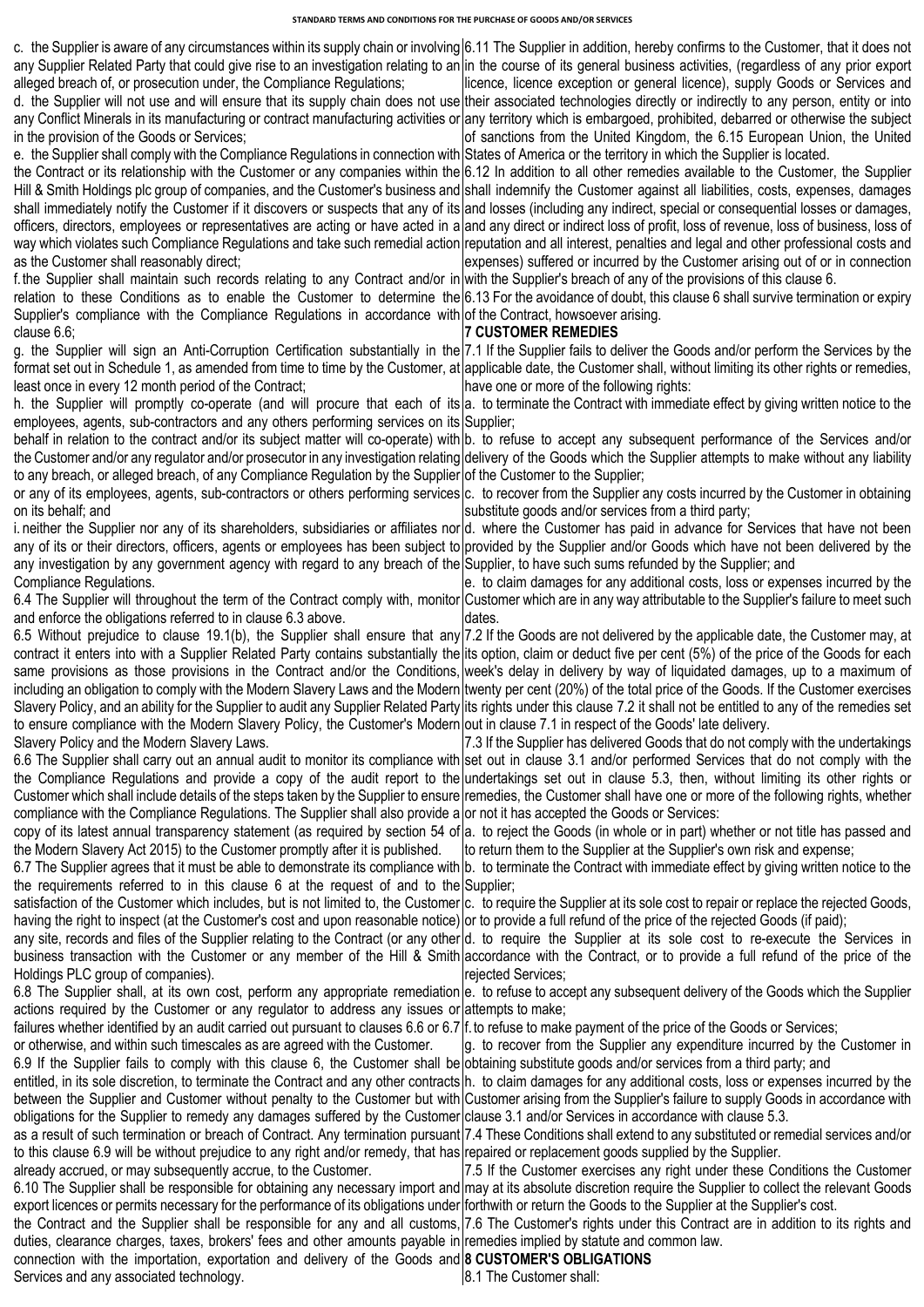c. the Supplier is aware of any circumstances within its supply chain or involving any Supplier Related Party that could give rise to an investigation relating to an alleged breach of, or prosecution under, the Compliance Regulations;

d. the Supplier will not use and will ensure that its supply chain does not use any Conflict Minerals in its manufacturing or contract manufacturing activities or in the provision of the Goods or Services;

e. the Supplier shall comply with the Compliance Regulations in connection with the Contract or its relationship with the Customer or any companies within the Hill & Smith Holdings plc group of companies, and the Customer's business and shall immediately notify the Customer if it discovers or suspects that any of its officers, directors, employees or representatives are acting or have acted in a way which violates such Compliance Regulations and take such remedial action as the Customer shall reasonably direct;

f. the Supplier shall maintain such records relating to any Contract and/or in relation to these Conditions as to enable the Customer to determine the Supplier's compliance with the Compliance Regulations in accordance with clause 6.6;

g. the Supplier will sign an Anti-Corruption Certification substantially in the format set out in Schedule 1, as amended from time to time by the Customer, at least once in every 12 month period of the Contract;

h. the Supplier will promptly co-operate (and will procure that each of its employees, agents, sub-contractors and any others performing services on its behalf in relation to the contract and/or its subject matter will co-operate) with the Customer and/or any regulator and/or prosecutor in any investigation relating to any breach, or alleged breach, of any Compliance Regulation by the Supplier or any of its employees, agents, sub-contractors or others performing services on its behalf; and

i. neither the Supplier nor any of its shareholders, subsidiaries or affiliates nor any of its or their directors, officers, agents or employees has been subject to any investigation by any government agency with regard to any breach of the Compliance Regulations.

6.4 The Supplier will throughout the term of the Contract comply with, monitor and enforce the obligations referred to in clause 6.3 above.

6.5 Without prejudice to clause 19.1(b), the Supplier shall ensure that any contract it enters into with a Supplier Related Party contains substantially the same provisions as those provisions in the Contract and/or the Conditions, including an obligation to comply with the Modern Slavery Laws and the Modern Slavery Policy, and an ability for the Supplier to audit any Supplier Related Party to ensure compliance with the Modern Slavery Policy, the Customer's Modern Slavery Policy and the Modern Slavery Laws.

6.6 The Supplier shall carry out an annual audit to monitor its compliance with the Compliance Regulations and provide a copy of the audit report to the Customer which shall include details of the steps taken by the Supplier to ensure compliance with the Compliance Regulations. The Supplier shall also provide a copy of its latest annual transparency statement (as required by section 54 of the Modern Slavery Act 2015) to the Customer promptly after it is published.

6.7 The Supplier agrees that it must be able to demonstrate its compliance with the requirements referred to in this clause 6 at the request of and to the satisfaction of the Customer which includes, but is not limited to, the Customer having the right to inspect (at the Customer's cost and upon reasonable notice) any site, records and files of the Supplier relating to the Contract (or any other business transaction with the Customer or any member of the Hill & Smith Holdings PLC group of companies).

6.8 The Supplier shall, at its own cost, perform any appropriate remediation actions required by the Customer or any regulator to address any issues or failures whether identified by an audit carried out pursuant to clauses 6.6 or 6.7 or otherwise, and within such timescales as are agreed with the Customer.

6.9 If the Supplier fails to comply with this clause 6, the Customer shall be entitled, in its sole discretion, to terminate the Contract and any other contracts between the Supplier and Customer without penalty to the Customer but with obligations for the Supplier to remedy any damages suffered by the Customer as a result of such termination or breach of Contract. Any termination pursuant to this clause 6.9 will be without prejudice to any right and/or remedy, that has already accrued, or may subsequently accrue, to the Customer.

6.10 The Supplier shall be responsible for obtaining any necessary import and export licences or permits necessary for the performance of its obligations under the Contract and the Supplier shall be responsible for any and all customs, duties, clearance charges, taxes, brokers' fees and other amounts payable in connection with the importation, exportation and delivery of the Goods and Services and any associated technology.

6.11 The Supplier in addition, hereby confirms to the Customer, that it does not in the course of its general business activities, (regardless of any prior export licence, licence exception or general licence), supply Goods or Services and their associated technologies directly or indirectly to any person, entity or into any territory which is embargoed, prohibited, debarred or otherwise the subject of sanctions from the United Kingdom, the 6.15 European Union, the United States of America or the territory in which the Supplier is located.

6.12 In addition to all other remedies available to the Customer, the Supplier shall indemnify the Customer against all liabilities, costs, expenses, damages and losses (including any indirect, special or consequential losses or damages, and any direct or indirect loss of profit, loss of revenue, loss of business, loss of reputation and all interest, penalties and legal and other professional costs and expenses) suffered or incurred by the Customer arising out of or in connection with the Supplier's breach of any of the provisions of this clause 6.

6.13 For the avoidance of doubt, this clause 6 shall survive termination or expiry of the Contract, howsoever arising.

## 7 CUSTOMER REMEDIES

7.1 If the Supplier fails to deliver the Goods and/or perform the Services by the applicable date, the Customer shall, without limiting its other rights or remedies, have one or more of the following rights:

a. to terminate the Contract with immediate effect by giving written notice to the Supplier;

b. to refuse to accept any subsequent performance of the Services and/or delivery of the Goods which the Supplier attempts to make without any liability of the Customer to the Supplier;

c. to recover from the Supplier any costs incurred by the Customer in obtaining substitute goods and/or services from a third party;

d. where the Customer has paid in advance for Services that have not been provided by the Supplier and/or Goods which have not been delivered by the Supplier, to have such sums refunded by the Supplier; and

e. to claim damages for any additional costs, loss or expenses incurred by the Customer which are in any way attributable to the Supplier's failure to meet such dates.

7.2 If the Goods are not delivered by the applicable date, the Customer may, at its option, claim or deduct five per cent (5%) of the price of the Goods for each week's delay in delivery by way of liquidated damages, up to a maximum of twenty per cent (20%) of the total price of the Goods. If the Customer exercises its rights under this clause 7.2 it shall not be entitled to any of the remedies set out in clause 7.1 in respect of the Goods' late delivery.

7.3 If the Supplier has delivered Goods that do not comply with the undertakings set out in clause 3.1 and/or performed Services that do not comply with the undertakings set out in clause 5.3, then, without limiting its other rights or remedies, the Customer shall have one or more of the following rights, whether or not it has accepted the Goods or Services:

a. to reject the Goods (in whole or in part) whether or not title has passed and to return them to the Supplier at the Supplier's own risk and expense;

b. to terminate the Contract with immediate effect by giving written notice to the Supplier;

c. to require the Supplier at its sole cost to repair or replace the rejected Goods, or to provide a full refund of the price of the rejected Goods (if paid);

d. to require the Supplier at its sole cost to re-execute the Services in accordance with the Contract, or to provide a full refund of the price of the rejected Services;

e. to refuse to accept any subsequent delivery of the Goods which the Supplier attempts to make;

f. to refuse to make payment of the price of the Goods or Services;

g. to recover from the Supplier any expenditure incurred by the Customer in obtaining substitute goods and/or services from a third party; and

h. to claim damages for any additional costs, loss or expenses incurred by the Customer arising from the Supplier's failure to supply Goods in accordance with clause 3.1 and/or Services in accordance with clause 5.3.

7.4 These Conditions shall extend to any substituted or remedial services and/or repaired or replacement goods supplied by the Supplier.

7.5 If the Customer exercises any right under these Conditions the Customer may at its absolute discretion require the Supplier to collect the relevant Goods forthwith or return the Goods to the Supplier at the Supplier's cost.

7.6 The Customer's rights under this Contract are in addition to its rights and remedies implied by statute and common law.

## 8 CUSTOMER'S OBLIGATIONS

8.1 The Customer shall: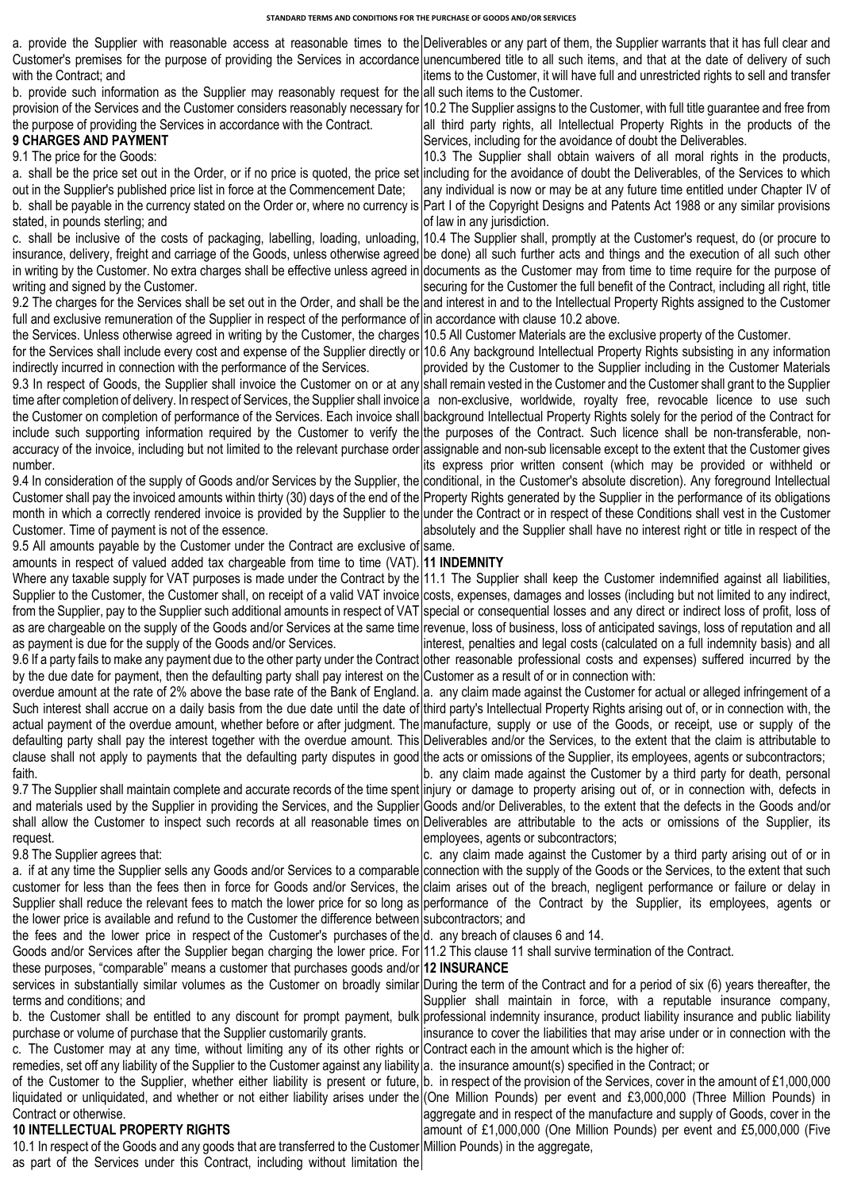a. provide the Supplier with reasonable access at reasonable times to the Customer's premises for the purpose of providing the Services in accordance with the Contract; and

b. provide such information as the Supplier may reasonably request for the provision of the Services and the Customer considers reasonably necessary for the purpose of providing the Services in accordance with the Contract.

**9 CHARGES AND PAYMENT**

9.1 The price for the Goods:

a. shall be the price set out in the Order, or if no price is quoted, the price set out in the Supplier's published price list in force at the Commencement Date;

b. shall be payable in the currency stated on the Order or, where no currency is stated, in pounds sterling; and

c. shall be inclusive of the costs of packaging, labelling, loading, unloading, insurance, delivery, freight and carriage of the Goods, unless otherwise agreed in writing by the Customer. No extra charges shall be effective unless agreed in writing and signed by the Customer.

9.2 The charges for the Services shall be set out in the Order, and shall be the full and exclusive remuneration of the Supplier in respect of the performance of the Services. Unless otherwise agreed in writing by the Customer, the charges for the Services shall include every cost and expense of the Supplier directly or indirectly incurred in connection with the performance of the Services.

9.3 In respect of Goods, the Supplier shall invoice the Customer on or at any time after completion of delivery. In respect of Services, the Supplier shall invoice the Customer on completion of performance of the Services. Each invoice shall include such supporting information required by the Customer to verify the accuracy of the invoice, including but not limited to the relevant purchase order number.

9.4 In consideration of the supply of Goods and/or Services by the Supplier, the Customer shall pay the invoiced amounts within thirty (30) days of the end of the month in which a correctly rendered invoice is provided by the Supplier to the Customer. Time of payment is not of the essence.

9.5 All amounts payable by the Customer under the Contract are exclusive of amounts in respect of valued added tax chargeable from time to time (VAT). Where any taxable supply for VAT purposes is made under the Contract by the Supplier to the Customer, the Customer shall, on receipt of a valid VAT invoice from the Supplier, pay to the Supplier such additional amounts in respect of VAT as are chargeable on the supply of the Goods and/or Services at the same time as payment is due for the supply of the Goods and/or Services.

9.6 If a party fails to make any payment due to the other party under the Contract by the due date for payment, then the defaulting party shall pay interest on the overdue amount at the rate of 2% above the base rate of the Bank of England. Such interest shall accrue on a daily basis from the due date until the date of actual payment of the overdue amount, whether before or after judgment. The defaulting party shall pay the interest together with the overdue amount. This clause shall not apply to payments that the defaulting party disputes in good faith.

9.7 The Supplier shall maintain complete and accurate records of the time spent and materials used by the Supplier in providing the Services, and the Supplier shall allow the Customer to inspect such records at all reasonable times on request.

9.8 The Supplier agrees that:

a. if at any time the Supplier sells any Goods and/or Services to a comparable customer for less than the fees then in force for Goods and/or Services, the Supplier shall reduce the relevant fees to match the lower price for so long as the lower price is available and refund to the Customer the difference between the fees and the lower price in respect of the Customer's purchases of the Goods and/or Services after the Supplier began charging the lower price. For these purposes, "comparable" means a customer that purchases goods and/or services in substantially similar volumes as the Customer on broadly similar terms and conditions; and

b. the Customer shall be entitled to any discount for prompt payment, bulk purchase or volume of purchase that the Supplier customarily grants.

c. The Customer may at any time, without limiting any of its other rights or remedies, set off any liability of the Supplier to the Customer against any liability of the Customer to the Supplier, whether either liability is present or future, liquidated or unliquidated, and whether or not either liability arises under the Contract or otherwise.

**10 INTELLECTUAL PROPERTY RIGHTS**

10.1 In respect of the Goods and any goods that are transferred to the Customer as part of the Services under this Contract, including without limitation the Deliverables or any part of them, the Supplier warrants that it has full clear and unencumbered title to all such items, and that at the date of delivery of such items to the Customer, it will have full and unrestricted rights to sell and transfer all such items to the Customer.

10.2 The Supplier assigns to the Customer, with full title guarantee and free from all third party rights, all Intellectual Property Rights in the products of the Services, including for the avoidance of doubt the Deliverables.

10.3 The Supplier shall obtain waivers of all moral rights in the products, including for the avoidance of doubt the Deliverables, of the Services to which any individual is now or may be at any future time entitled under Chapter IV of Part I of the Copyright Designs and Patents Act 1988 or any similar provisions of law in any jurisdiction.

10.4 The Supplier shall, promptly at the Customer's request, do (or procure to be done) all such further acts and things and the execution of all such other documents as the Customer may from time to time require for the purpose of securing for the Customer the full benefit of the Contract, including all right, title and interest in and to the Intellectual Property Rights assigned to the Customer in accordance with clause 10.2 above.

10.5 All Customer Materials are the exclusive property of the Customer.

10.6 Any background Intellectual Property Rights subsisting in any information provided by the Customer to the Supplier including in the Customer Materials shall remain vested in the Customer and the Customer shall grant to the Supplier a non-exclusive, worldwide, royalty free, revocable licence to use such background Intellectual Property Rights solely for the period of the Contract for the purposes of the Contract. Such licence shall be non-transferable, non-assignable and non-sub licensable except to the extent that the Customer gives its express prior written consent (which may be provided or withheld or conditional, in the Customer's absolute discretion). Any foreground Intellectual Property Rights generated by the Supplier in the performance of its obligations under the Contract or in respect of these Conditions shall vest in the Customer absolutely and the Supplier shall have no interest right or title in respect of the same.

**11 INDEMNITY**

11.1 The Supplier shall keep the Customer indemnified against all liabilities, costs, expenses, damages and losses (including but not limited to any indirect, special or consequential losses and any direct or indirect loss of profit, loss of revenue, loss of business, loss of anticipated savings, loss of reputation and all interest, penalties and legal costs (calculated on a full indemnity basis) and all other reasonable professional costs and expenses) suffered incurred by the Customer as a result of or in connection with:

a. any claim made against the Customer for actual or alleged infringement of a third party's Intellectual Property Rights arising out of, or in connection with, the manufacture, supply or use of the Goods, or receipt, use or supply of the Deliverables and/or the Services, to the extent that the claim is attributable to the acts or omissions of the Supplier, its employees, agents or subcontractors;

b. any claim made against the Customer by a third party for death, personal injury or damage to property arising out of, or in connection with, defects in Goods and/or Deliverables, to the extent that the defects in the Goods and/or Deliverables are attributable to the acts or omissions of the Supplier, its employees, agents or subcontractors;

c. any claim made against the Customer by a third party arising out of or in connection with the supply of the Goods or the Services, to the extent that such claim arises out of the breach, negligent performance or failure or delay in performance of the Contract by the Supplier, its employees, agents or subcontractors; and

d. any breach of clauses 6 and 14.

11.2 This clause 11 shall survive termination of the Contract.

**12 INSURANCE**

During the term of the Contract and for a period of six (6) years thereafter, the Supplier shall maintain in force, with a reputable insurance company, professional indemnity insurance, product liability insurance and public liability insurance to cover the liabilities that may arise under or in connection with the Contract each in the amount which is the higher of:

a. the insurance amount(s) specified in the Contract; or

b. in respect of the provision of the Services, cover in the amount of £1,000,000 (One Million Pounds) per event and £3,000,000 (Three Million Pounds) in aggregate and in respect of the manufacture and supply of Goods, cover in the amount of £1,000,000 (One Million Pounds) per event and £5,000,000 (Five Million Pounds) in the aggregate,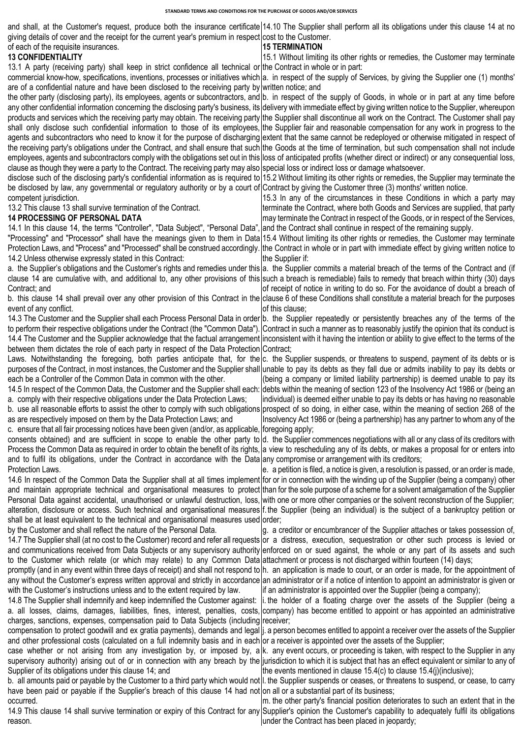and shall, at the Customer's request, produce both the insurance certificate giving details of cover and the receipt for the current year's premium in respect of each of the requisite insurances.

## 13 CONFIDENTIALITY

13.1 A party (receiving party) shall keep in strict confidence all technical or commercial know-how, specifications, inventions, processes or initiatives which are of a confidential nature and have been disclosed to the receiving party by the other party (disclosing party), its employees, agents or subcontractors, and any other confidential information concerning the disclosing party's business, its products and services which the receiving party may obtain. The receiving party shall only disclose such confidential information to those of its employees, agents and subcontractors who need to know it for the purpose of discharging the receiving party's obligations under the Contract, and shall ensure that such employees, agents and subcontractors comply with the obligations set out in this clause as though they were a party to the Contract. The receiving party may also disclose such of the disclosing party's confidential information as is required to be disclosed by law, any governmental or regulatory authority or by a court of competent jurisdiction.

13.2 This clause 13 shall survive termination of the Contract.

## 14 PROCESSING OF PERSONAL DATA

14.1 In this clause 14, the terms "Controller", "Data Subject", "Personal Data", "Processing" and "Processor" shall have the meanings given to them in Data Protection Laws, and "Process" and "Processed" shall be construed accordingly.

14.2 Unless otherwise expressly stated in this Contract:

a. the Supplier's obligations and the Customer's rights and remedies under this clause 14 are cumulative with, and additional to, any other provisions of this Contract; and

b. this clause 14 shall prevail over any other provision of this Contract in the event of any conflict.

14.3 The Customer and the Supplier shall each Process Personal Data in order to perform their respective obligations under the Contract (the "Common Data").

14.4 The Customer and the Supplier acknowledge that the factual arrangement between them dictates the role of each party in respect of the Data Protection Laws. Notwithstanding the foregoing, both parties anticipate that, for the purposes of the Contract, in most instances, the Customer and the Supplier shall each be a Controller of the Common Data in common with the other.

14.5 In respect of the Common Data, the Customer and the Supplier shall each:

a. comply with their respective obligations under the Data Protection Laws;

b. use all reasonable efforts to assist the other to comply with such obligations as are respectively imposed on them by the Data Protection Laws; and

c. ensure that all fair processing notices have been given (and/or, as applicable, consents obtained) and are sufficient in scope to enable the other party to Process the Common Data as required in order to obtain the benefit of its rights, and to fulfil its obligations, under the Contract in accordance with the Data Protection Laws.

14.6 In respect of the Common Data the Supplier shall at all times implement and maintain appropriate technical and organisational measures to protect Personal Data against accidental, unauthorised or unlawful destruction, loss, alteration, disclosure or access. Such technical and organisational measures shall be at least equivalent to the technical and organisational measures used by the Customer and shall reflect the nature of the Personal Data.

14.7 The Supplier shall (at no cost to the Customer) record and refer all requests and communications received from Data Subjects or any supervisory authority to the Customer which relate (or which may relate) to any Common Data promptly (and in any event within three days of receipt) and shall not respond to any without the Customer's express written approval and strictly in accordance with the Customer's instructions unless and to the extent required by law.

14.8 The Supplier shall indemnify and keep indemnified the Customer against:

a. all losses, claims, damages, liabilities, fines, interest, penalties, costs, charges, sanctions, expenses, compensation paid to Data Subjects (including compensation to protect goodwill and ex gratia payments), demands and legal and other professional costs (calculated on a full indemnity basis and in each case whether or not arising from any investigation by, or imposed by, a supervisory authority) arising out of or in connection with any breach by the Supplier of its obligations under this clause 14; and

b. all amounts paid or payable by the Customer to a third party which would not have been paid or payable if the Supplier's breach of this clause 14 had not occurred.

14.9 This clause 14 shall survive termination or expiry of this Contract for any reason.

14.10 The Supplier shall perform all its obligations under this clause 14 at no cost to the Customer.

## 15 TERMINATION

15.1 Without limiting its other rights or remedies, the Customer may terminate the Contract in whole or in part:

a. in respect of the supply of Services, by giving the Supplier one (1) months' written notice; and

b. in respect of the supply of Goods, in whole or in part at any time before delivery with immediate effect by giving written notice to the Supplier, whereupon the Supplier shall discontinue all work on the Contract. The Customer shall pay the Supplier fair and reasonable compensation for any work in progress to the extent that the same cannot be redeployed or otherwise mitigated in respect of the Goods at the time of termination, but such compensation shall not include loss of anticipated profits (whether direct or indirect) or any consequential loss, special loss or indirect loss or damage whatsoever.

15.2 Without limiting its other rights or remedies, the Supplier may terminate the Contract by giving the Customer three (3) months' written notice.

15.3 In any of the circumstances in these Conditions in which a party may terminate the Contract, where both Goods and Services are supplied, that party may terminate the Contract in respect of the Goods, or in respect of the Services, and the Contract shall continue in respect of the remaining supply.

15.4 Without limiting its other rights or remedies, the Customer may terminate the Contract in whole or in part with immediate effect by giving written notice to the Supplier if:

a. the Supplier commits a material breach of the terms of the Contract and (if such a breach is remediable) fails to remedy that breach within thirty (30) days of receipt of notice in writing to do so. For the avoidance of doubt a breach of clause 6 of these Conditions shall constitute a material breach for the purposes of this clause;

b. the Supplier repeatedly or persistently breaches any of the terms of the Contract in such a manner as to reasonably justify the opinion that its conduct is inconsistent with it having the intention or ability to give effect to the terms of the Contract;

c. the Supplier suspends, or threatens to suspend, payment of its debts or is unable to pay its debts as they fall due or admits inability to pay its debts or (being a company or limited liability partnership) is deemed unable to pay its debts within the meaning of section 123 of the Insolvency Act 1986 or (being an individual) is deemed either unable to pay its debts or has having no reasonable prospect of so doing, in either case, within the meaning of section 268 of the Insolvency Act 1986 or (being a partnership) has any partner to whom any of the foregoing apply;

d. the Supplier commences negotiations with all or any class of its creditors with a view to rescheduling any of its debts, or makes a proposal for or enters into any compromise or arrangement with its creditors;

e. a petition is filed, a notice is given, a resolution is passed, or an order is made, for or in connection with the winding up of the Supplier (being a company) other than for the sole purpose of a scheme for a solvent amalgamation of the Supplier with one or more other companies or the solvent reconstruction of the Supplier;

f. the Supplier (being an individual) is the subject of a bankruptcy petition or order;

g. a creditor or encumbrancer of the Supplier attaches or takes possession of, or a distress, execution, sequestration or other such process is levied or enforced on or sued against, the whole or any part of its assets and such attachment or process is not discharged within fourteen (14) days;

h. an application is made to court, or an order is made, for the appointment of an administrator or if a notice of intention to appoint an administrator is given or if an administrator is appointed over the Supplier (being a company);

i. the holder of a floating charge over the assets of the Supplier (being a company) has become entitled to appoint or has appointed an administrative receiver;

j. a person becomes entitled to appoint a receiver over the assets of the Supplier or a receiver is appointed over the assets of the Supplier;

k. any event occurs, or proceeding is taken, with respect to the Supplier in any jurisdiction to which it is subject that has an effect equivalent or similar to any of the events mentioned in clause 15.4(c) to clause 15.4(j)(inclusive);

l. the Supplier suspends or ceases, or threatens to suspend, or cease, to carry on all or a substantial part of its business;

m. the other party's financial position deteriorates to such an extent that in the Supplier's opinion the Customer's capability to adequately fulfil its obligations under the Contract has been placed in jeopardy;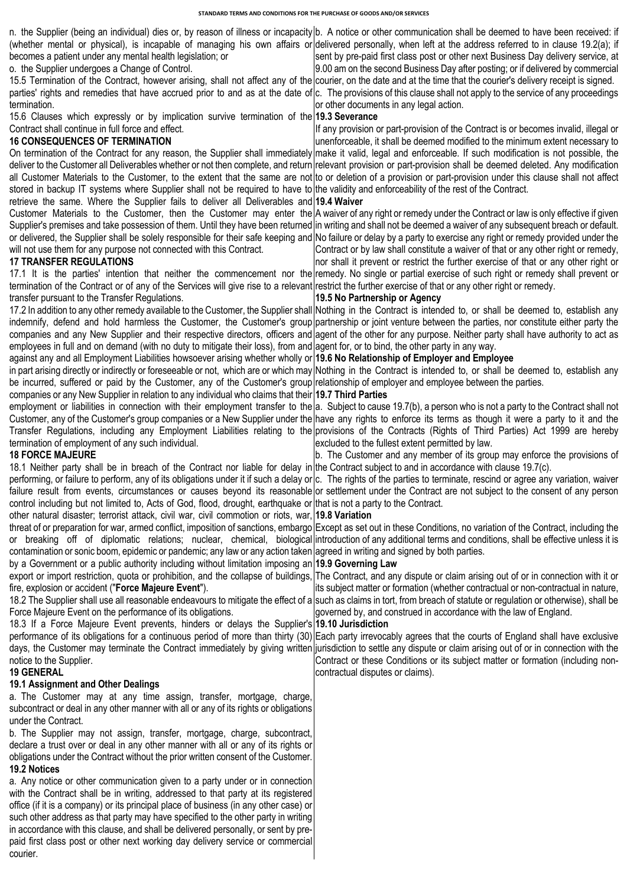n. the Supplier (being an individual) dies or, by reason of illness or incapacity (whether mental or physical), is incapable of managing his own affairs or becomes a patient under any mental health legislation; or

o. the Supplier undergoes a Change of Control.

15.5 Termination of the Contract, however arising, shall not affect any of the parties' rights and remedies that have accrued prior to and as at the date of termination.

15.6 Clauses which expressly or by implication survive termination of the Contract shall continue in full force and effect.

**16 CONSEQUENCES OF TERMINATION**

On termination of the Contract for any reason, the Supplier shall immediately deliver to the Customer all Deliverables whether or not then complete, and return all Customer Materials to the Customer, to the extent that the same are not stored in backup IT systems where Supplier shall not be required to have to retrieve the same. Where the Supplier fails to deliver all Deliverables and Customer Materials to the Customer, then the Customer may enter the Supplier's premises and take possession of them. Until they have been returned or delivered, the Supplier shall be solely responsible for their safe keeping and will not use them for any purpose not connected with this Contract.

**17 TRANSFER REGULATIONS**

17.1 It is the parties' intention that neither the commencement nor the termination of the Contract or of any of the Services will give rise to a relevant transfer pursuant to the Transfer Regulations.

17.2 In addition to any other remedy available to the Customer, the Supplier shall indemnify, defend and hold harmless the Customer, the Customer's group companies and any New Supplier and their respective directors, officers and employees in full and on demand (with no duty to mitigate their loss), from and against any and all Employment Liabilities howsoever arising whether wholly or in part arising directly or indirectly or foreseeable or not, which are or which may be incurred, suffered or paid by the Customer, any of the Customer's group companies or any New Supplier in relation to any individual who claims that their employment or liabilities in connection with their employment transfer to the Customer, any of the Customer's group companies or a New Supplier under the Transfer Regulations, including any Employment Liabilities relating to the termination of employment of any such individual.

**18 FORCE MAJEURE**

18.1 Neither party shall be in breach of the Contract nor liable for delay in performing, or failure to perform, any of its obligations under it if such a delay or failure result from events, circumstances or causes beyond its reasonable control including but not limited to, Acts of God, flood, drought, earthquake or other natural disaster; terrorist attack, civil war, civil commotion or riots, war, threat of or preparation for war, armed conflict, imposition of sanctions, embargo or breaking off of diplomatic relations; nuclear, chemical, biological contamination or sonic boom, epidemic or pandemic; any law or any action taken by a Government or a public authority including without limitation imposing an export or import restriction, quota or prohibition, and the collapse of buildings, fire, explosion or accident ("**Force Majeure Event**").

18.2 The Supplier shall use all reasonable endeavours to mitigate the effect of a Force Majeure Event on the performance of its obligations.

18.3 If a Force Majeure Event prevents, hinders or delays the Supplier's performance of its obligations for a continuous period of more than thirty (30) days, the Customer may terminate the Contract immediately by giving written notice to the Supplier.

**19 GENERAL**

**19.1 Assignment and Other Dealings**

a. The Customer may at any time assign, transfer, mortgage, charge, subcontract or deal in any other manner with all or any of its rights or obligations under the Contract.

b. The Supplier may not assign, transfer, mortgage, charge, subcontract, declare a trust over or deal in any other manner with all or any of its rights or obligations under the Contract without the prior written consent of the Customer.

**19.2 Notices**

a. Any notice or other communication given to a party under or in connection with the Contract shall be in writing, addressed to that party at its registered office (if it is a company) or its principal place of business (in any other case) or such other address as that party may have specified to the other party in writing in accordance with this clause, and shall be delivered personally, or sent by pre-paid first class post or other next working day delivery service or commercial courier.

b. A notice or other communication shall be deemed to have been received: if delivered personally, when left at the address referred to in clause 19.2(a); if sent by pre-paid first class post or other next Business Day delivery service, at 9.00 am on the second Business Day after posting; or if delivered by commercial courier, on the date and at the time that the courier's delivery receipt is signed.

c. The provisions of this clause shall not apply to the service of any proceedings or other documents in any legal action.

**19.3 Severance**

If any provision or part-provision of the Contract is or becomes invalid, illegal or unenforceable, it shall be deemed modified to the minimum extent necessary to make it valid, legal and enforceable. If such modification is not possible, the relevant provision or part-provision shall be deemed deleted. Any modification to or deletion of a provision or part-provision under this clause shall not affect the validity and enforceability of the rest of the Contract.

**19.4 Waiver**

A waiver of any right or remedy under the Contract or law is only effective if given in writing and shall not be deemed a waiver of any subsequent breach or default. No failure or delay by a party to exercise any right or remedy provided under the Contract or by law shall constitute a waiver of that or any other right or remedy, nor shall it prevent or restrict the further exercise of that or any other right or remedy. No single or partial exercise of such right or remedy shall prevent or restrict the further exercise of that or any other right or remedy.

**19.5 No Partnership or Agency**

Nothing in the Contract is intended to, or shall be deemed to, establish any partnership or joint venture between the parties, nor constitute either party the agent of the other for any purpose. Neither party shall have authority to act as agent for, or to bind, the other party in any way.

**19.6 No Relationship of Employer and Employee**

Nothing in the Contract is intended to, or shall be deemed to, establish any relationship of employer and employee between the parties.

**19.7 Third Parties**

a. Subject to cause 19.7(b), a person who is not a party to the Contract shall not have any rights to enforce its terms as though it were a party to it and the provisions of the Contracts (Rights of Third Parties) Act 1999 are hereby excluded to the fullest extent permitted by law.

b. The Customer and any member of its group may enforce the provisions of the Contract subject to and in accordance with clause 19.7(c).

c. The rights of the parties to terminate, rescind or agree any variation, waiver or settlement under the Contract are not subject to the consent of any person that is not a party to the Contract.

**19.8 Variation**

Except as set out in these Conditions, no variation of the Contract, including the introduction of any additional terms and conditions, shall be effective unless it is agreed in writing and signed by both parties.

**19.9 Governing Law**

The Contract, and any dispute or claim arising out of or in connection with it or its subject matter or formation (whether contractual or non-contractual in nature, such as claims in tort, from breach of statute or regulation or otherwise), shall be governed by, and construed in accordance with the law of England.

**19.10 Jurisdiction**

Each party irrevocably agrees that the courts of England shall have exclusive jurisdiction to settle any dispute or claim arising out of or in connection with the Contract or these Conditions or its subject matter or formation (including non-contractual disputes or claims).